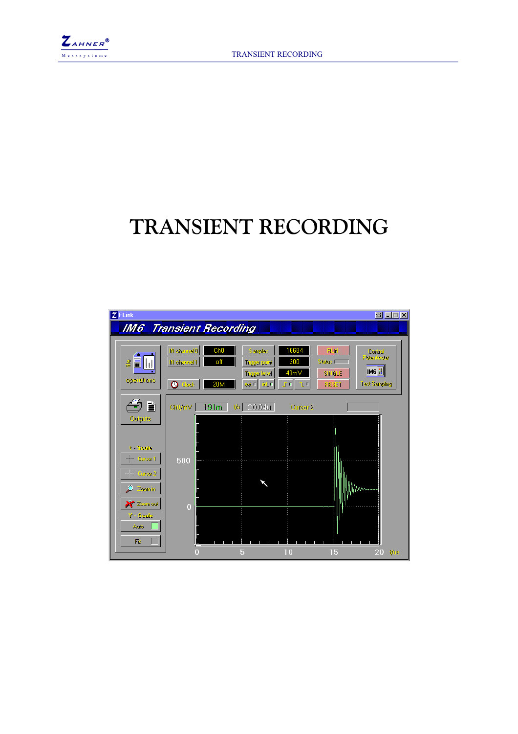# TRANSIENT RECORDING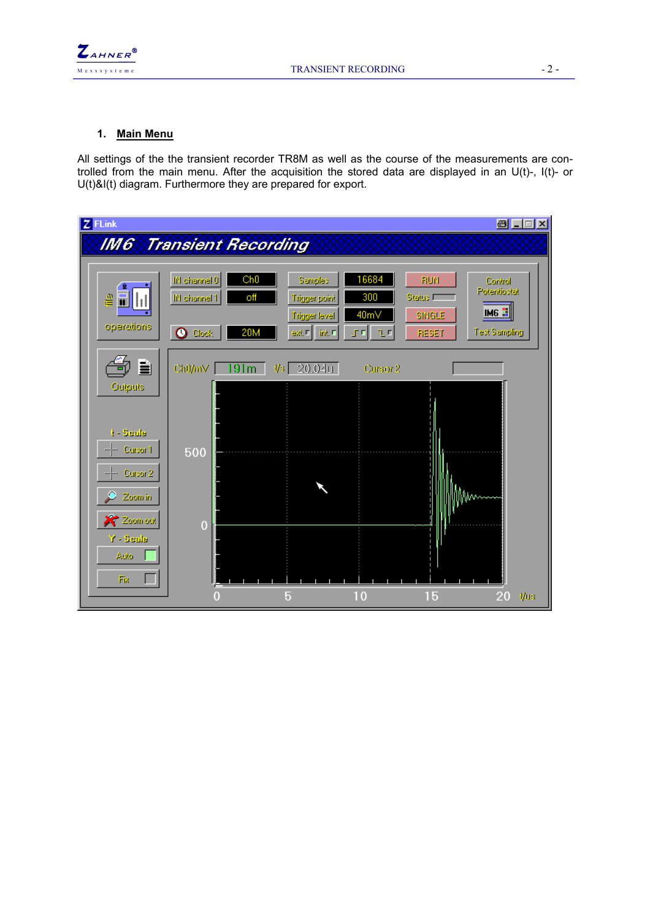## 1. Main Menu

All settings of the the transient recorder TR8M as well as the course of the measurements are controlled from the main menu. After the acquisition the stored data are displayed in an U(t)-, I(t)- or U(t)&I(t) diagram. Furthermore they are prepared for export.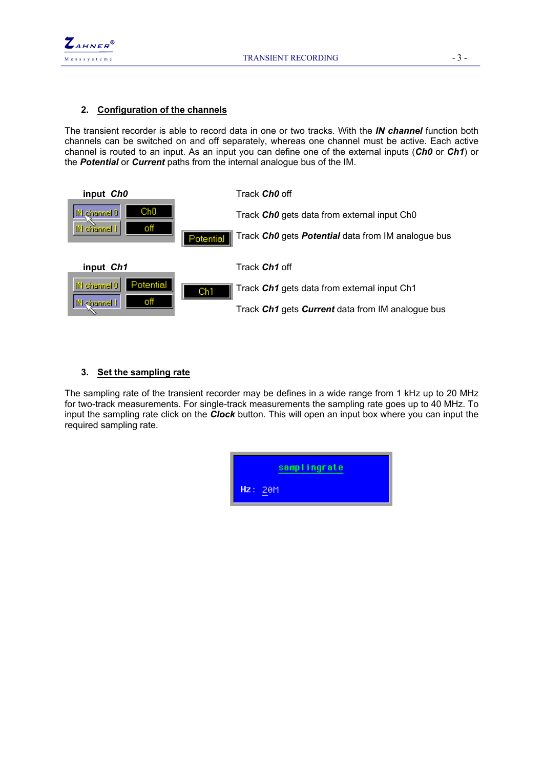## 2. Configuration of the channels

The transient recorder is able to record data in one or two tracks. With the ***IN channel*** function both channels can be switched on and off separately, whereas one channel must be active. Each active channel is routed to an input. As an input you can define one of the external inputs (***Ch0*** or ***Ch1***) or the ***Potential*** or ***Current*** paths from the internal analogue bus of the IM.

**input *Ch0***

Track ***Ch0*** off

Track ***Ch0*** gets data from external input Ch0

Track ***Ch0*** gets ***Potential*** data from IM analogue bus

**input *Ch1***

Track ***Ch1*** off

Track ***Ch1*** gets data from external input Ch1

Track ***Ch1*** gets ***Current*** data from IM analogue bus

## 3. Set the sampling rate

The sampling rate of the transient recorder may be defines in a wide range from 1 kHz up to 20 MHz for two-track measurements. For single-track measurements the sampling rate goes up to 40 MHz. To input the sampling rate click on the ***Clock*** button. This will open an input box where you can input the required sampling rate.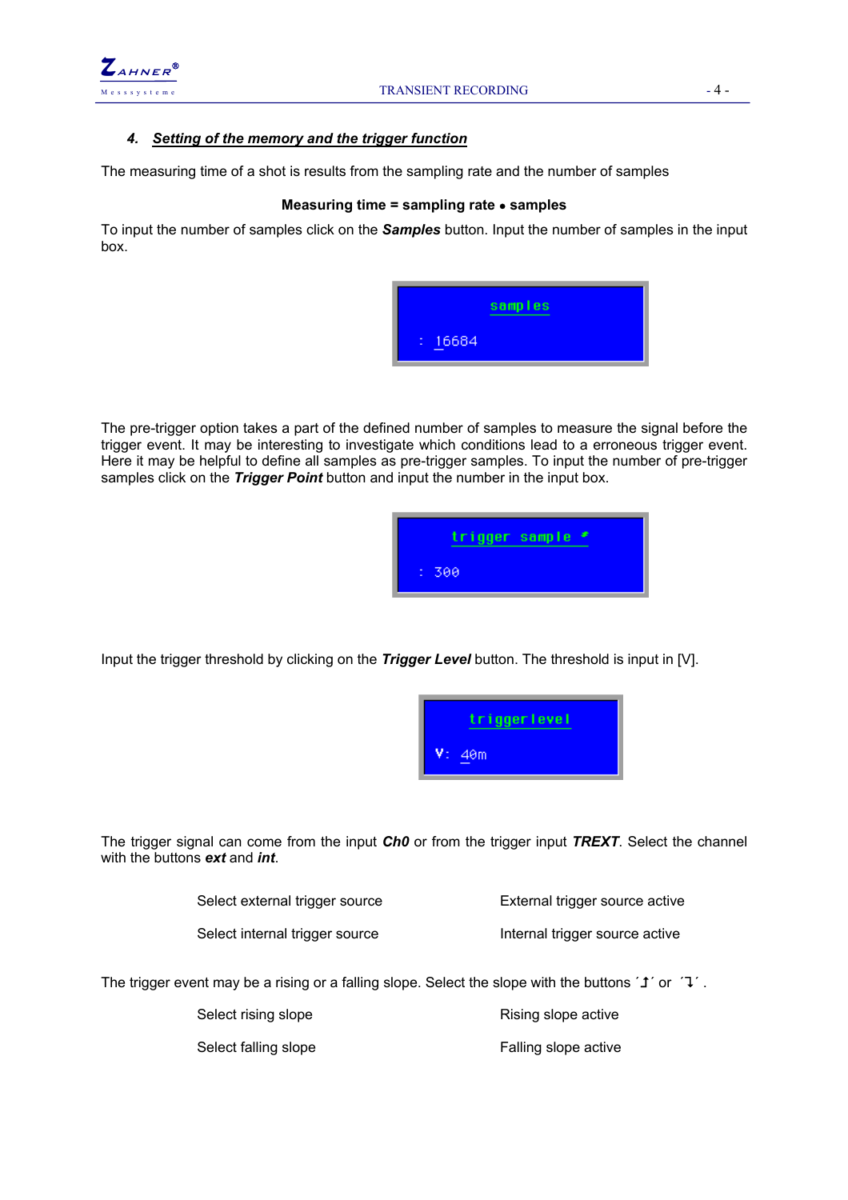## 4. Setting of the memory and the trigger function

The measuring time of a shot is results from the sampling rate and the number of samples

**Measuring time = sampling rate • samples**

To input the number of samples click on the ***Samples*** button. Input the number of samples in the input box.

```
samples
: 16684
```

The pre-trigger option takes a part of the defined number of samples to measure the signal before the trigger event. It may be interesting to investigate which conditions lead to a erroneous trigger event. Here it may be helpful to define all samples as pre-trigger samples. To input the number of pre-trigger samples click on the ***Trigger Point*** button and input the number in the input box.

```
trigger sample #
: 300
```

Input the trigger threshold by clicking on the ***Trigger Level*** button. The threshold is input in [V].

```
triggerlevel
V: 40m
```

The trigger signal can come from the input ***Ch0*** or from the trigger input ***TREXT***. Select the channel with the buttons ***ext*** and ***int***.

| Select external trigger source | External trigger source active |
|---|---|
| Select internal trigger source | Internal trigger source active |

The trigger event may be a rising or a falling slope. Select the slope with the buttons ´↥´ or ´↧´.

| Select rising slope | Rising slope active |
|---|---|
| Select falling slope | Falling slope active |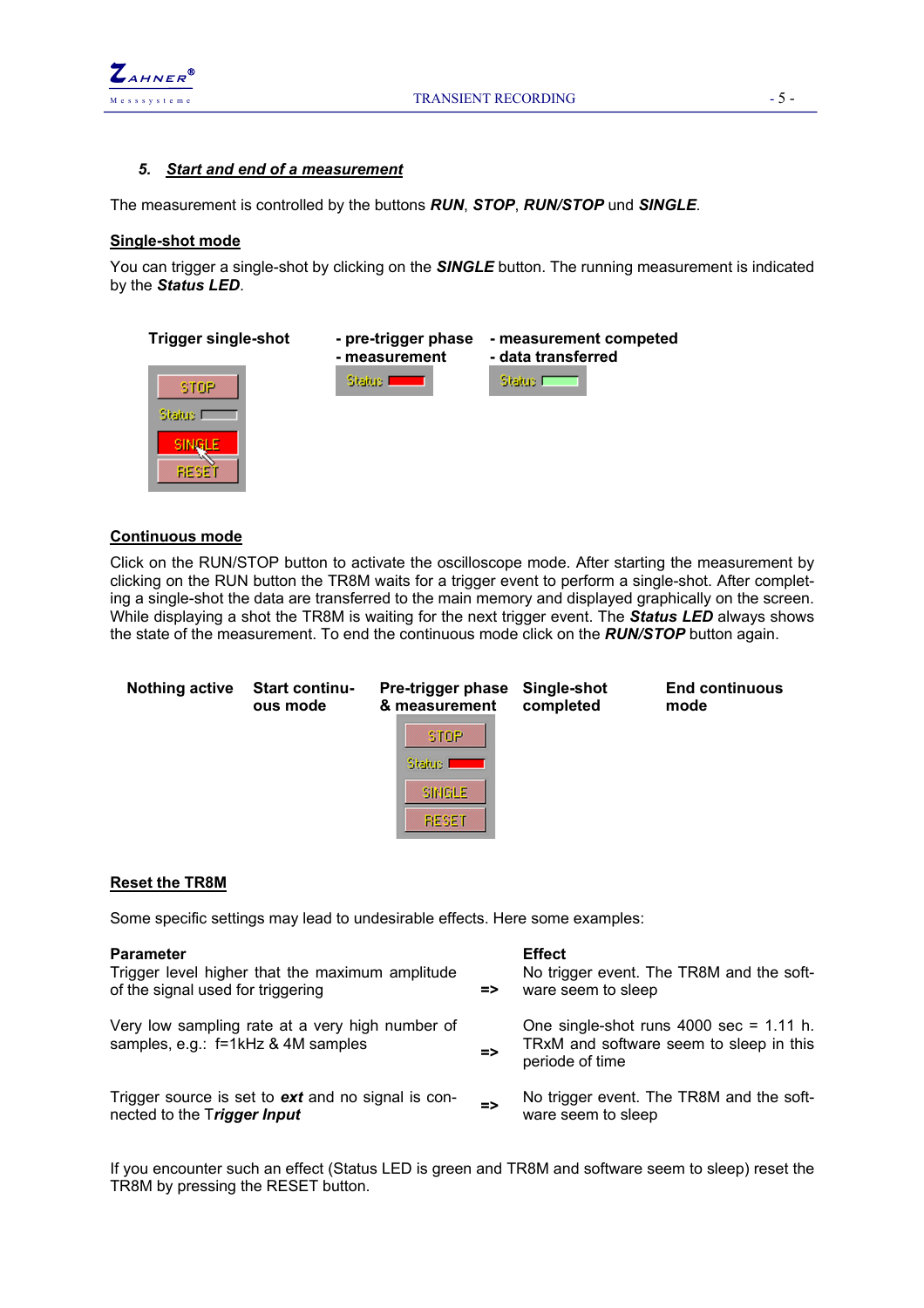### 5. *Start and end of a measurement*

The measurement is controlled by the buttons ***RUN***, ***STOP***, ***RUN/STOP*** und ***SINGLE***.

**Single-shot mode**

You can trigger a single-shot by clicking on the ***SINGLE*** button. The running measurement is indicated by the ***Status LED***.

| Trigger single-shot | - pre-trigger phase<br>- measurement | - measurement competed<br>- data transferred |
|---|---|---|
| STOP<br>Status<br>SINGLE<br>RESET | Status | Status |

**Continuous mode**

Click on the RUN/STOP button to activate the oscilloscope mode. After starting the measurement by clicking on the RUN button the TR8M waits for a trigger event to perform a single-shot. After completing a single-shot the data are transferred to the main memory and displayed graphically on the screen. While displaying a shot the TR8M is waiting for the next trigger event. The ***Status LED*** always shows the state of the measurement. To end the continuous mode click on the ***RUN/STOP*** button again.

| Nothing active | Start continuous mode | Pre-trigger phase & measurement | Single-shot completed | End continuous mode |
|---|---|---|---|---|
| | | STOP<br>Status<br>SINGLE<br>RESET | | |

**Reset the TR8M**

Some specific settings may lead to undesirable effects. Here some examples:

| Parameter | | Effect |
|---|---|---|
| Trigger level higher that the maximum amplitude of the signal used for triggering | => | No trigger event. The TR8M and the software seem to sleep |
| Very low sampling rate at a very high number of samples, e.g.: f=1kHz & 4M samples | => | One single-shot runs 4000 sec = 1.11 h. TRxM and software seem to sleep in this periode of time |
| Trigger source is set to ***ext*** and no signal is connected to the T***rigger Input*** | => | No trigger event. The TR8M and the software seem to sleep |

If you encounter such an effect (Status LED is green and TR8M and software seem to sleep) reset the TR8M by pressing the RESET button.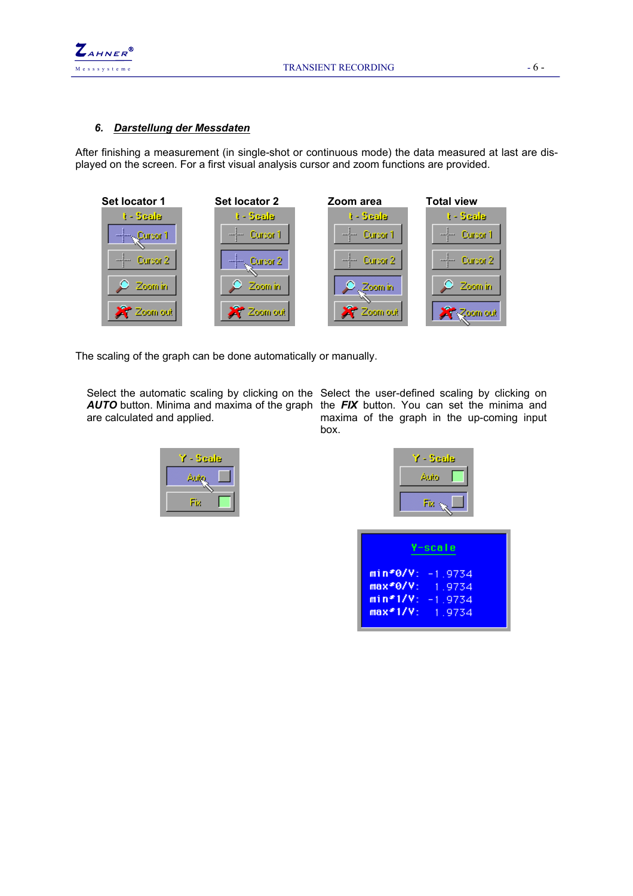## 6. Darstellung der Messdaten

After finishing a measurement (in single-shot or continuous mode) the data measured at last are displayed on the screen. For a first visual analysis cursor and zoom functions are provided.

**Set locator 1** **Set locator 2** **Zoom area** **Total view**

The scaling of the graph can be done automatically or manually.

Select the automatic scaling by clicking on the ***AUTO*** button. Minima and maxima of the graph are calculated and applied.

Select the user-defined scaling by clicking on the ***FIX*** button. You can set the minima and maxima of the graph in the up-coming input box.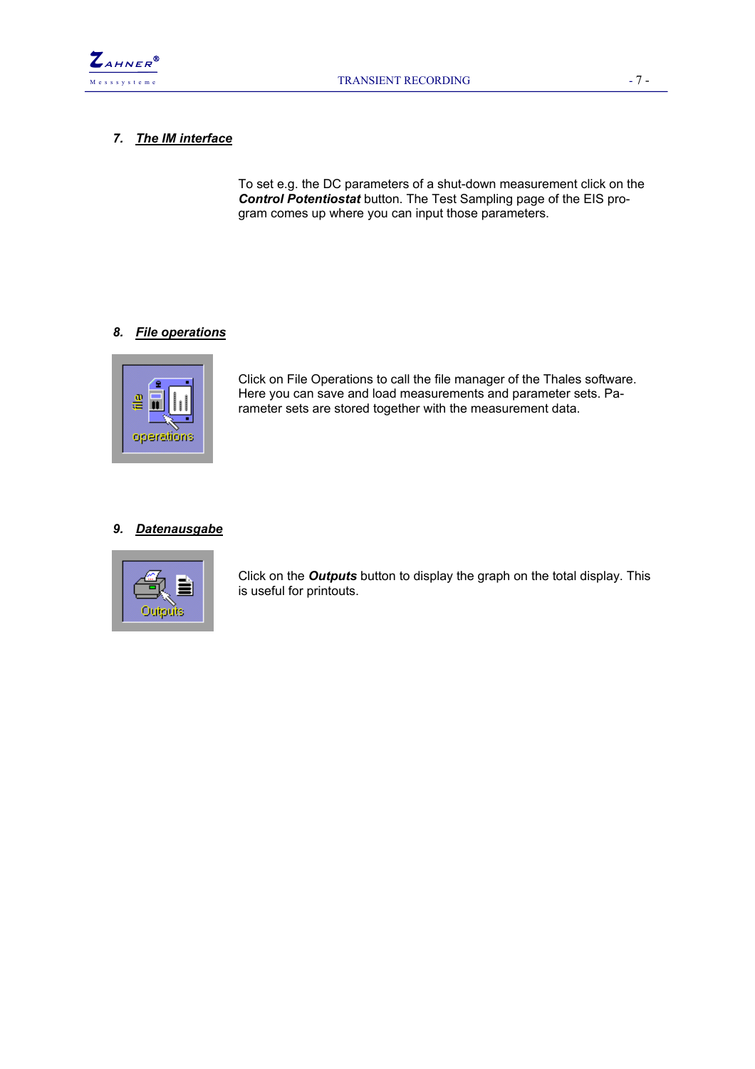## 7. *The IM interface*

To set e.g. the DC parameters of a shut-down measurement click on the ***Control Potentiostat*** button. The Test Sampling page of the EIS program comes up where you can input those parameters.

## 8. *File operations*

Click on File Operations to call the file manager of the Thales software. Here you can save and load measurements and parameter sets. Parameter sets are stored together with the measurement data.

## 9. *Datenausgabe*

Click on the ***Outputs*** button to display the graph on the total display. This is useful for printouts.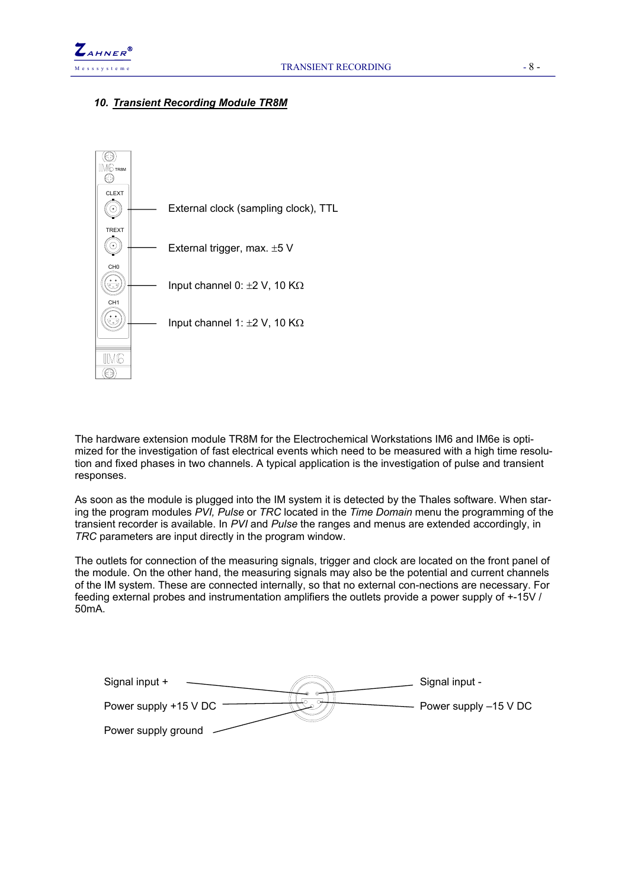## 10. Transient Recording Module TR8M

External clock (sampling clock), TTL

External trigger, max. ±5 V

Input channel 0: ±2 V, 10 KΩ

Input channel 1: ±2 V, 10 KΩ

The hardware extension module TR8M for the Electrochemical Workstations IM6 and IM6e is optimized for the investigation of fast electrical events which need to be measured with a high time resolution and fixed phases in two channels. A typical application is the investigation of pulse and transient responses.

As soon as the module is plugged into the IM system it is detected by the Thales software. When starting the program modules *PVI, Pulse* or *TRC* located in the *Time Domain* menu the programming of the transient recorder is available. In *PVI* and *Pulse* the ranges and menus are extended accordingly, in *TRC* parameters are input directly in the program window.

The outlets for connection of the measuring signals, trigger and clock are located on the front panel of the module. On the other hand, the measuring signals may also be the potential and current channels of the IM system. These are connected internally, so that no external con-nections are necessary. For feeding external probes and instrumentation amplifiers the outlets provide a power supply of +-15V / 50mA.

Signal input +

Power supply +15 V DC

Power supply ground

Signal input -

Power supply –15 V DC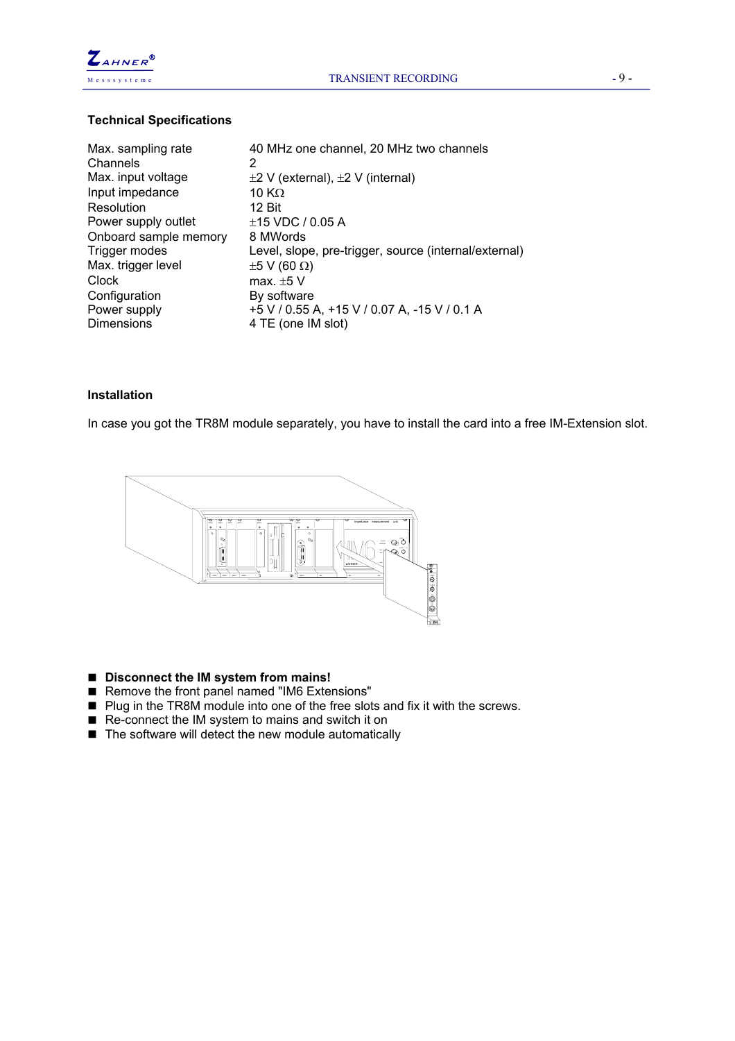### Technical Specifications

| | |
|---|---|
| Max. sampling rate | 40 MHz one channel, 20 MHz two channels |
| Channels | 2 |
| Max. input voltage | ±2 V (external), ±2 V (internal) |
| Input impedance | 10 KΩ |
| Resolution | 12 Bit |
| Power supply outlet | ±15 VDC / 0.05 A |
| Onboard sample memory | 8 MWords |
| Trigger modes | Level, slope, pre-trigger, source (internal/external) |
| Max. trigger level | ±5 V (60 Ω) |
| Clock | max. ±5 V |
| Configuration | By software |
| Power supply | +5 V / 0.55 A, +15 V / 0.07 A, -15 V / 0.1 A |
| Dimensions | 4 TE (one IM slot) |

### Installation

In case you got the TR8M module separately, you have to install the card into a free IM-Extension slot.

- **Disconnect the IM system from mains!**
- Remove the front panel named "IM6 Extensions"
- Plug in the TR8M module into one of the free slots and fix it with the screws.
- Re-connect the IM system to mains and switch it on
- The software will detect the new module automatically